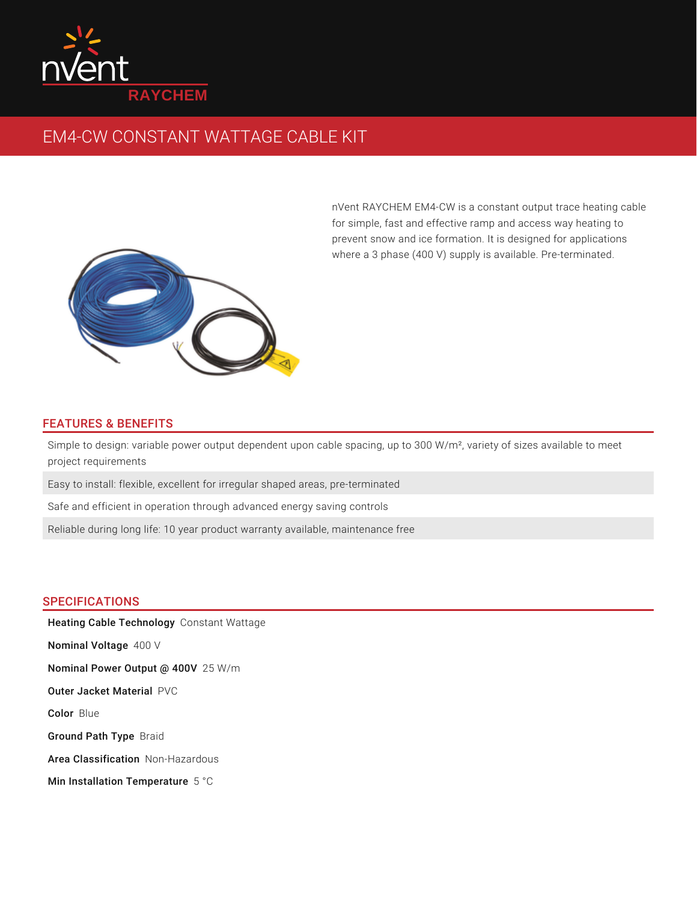nVent RAYCHEM

# EM4-CW CONSTANT WATTAGE CABLE KIT

nVent RAYCHEM EM4-CW is a constant output trace heating cable for simple, fast and effective ramp and access way heating to prevent snow and ice formation. It is designed for applications where a 3 phase (400 V) supply is available. Pre-terminated.

## FEATURES & BENEFITS

Simple to design: variable power output dependent upon cable spacing, up to 300 W/m², variety of sizes available to meet project requirements

Easy to install: flexible, excellent for irregular shaped areas, pre-terminated

Safe and efficient in operation through advanced energy saving controls

Reliable during long life: 10 year product warranty available, maintenance free

## SPECIFICATIONS

**Heating Cable Technology** Constant Wattage

**Nominal Voltage** 400 V

**Nominal Power Output @ 400V** 25 W/m

**Outer Jacket Material** PVC

**Color** Blue

**Ground Path Type** Braid

**Area Classification** Non-Hazardous

**Min Installation Temperature** 5 °C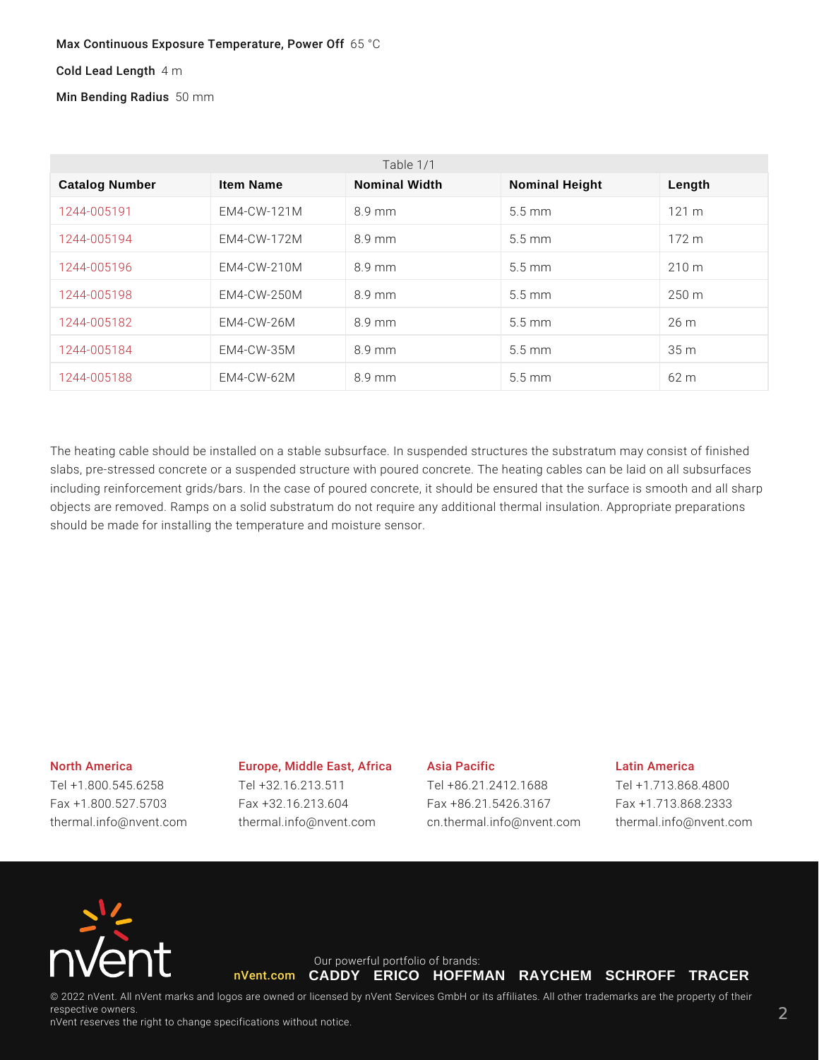**Max Continuous Exposure Temperature, Power Off** 65 °C

**Cold Lead Length** 4 m

**Min Bending Radius** 50 mm

Table 1/1

| Catalog Number | Item Name | Nominal Width | Nominal Height | Length |
|---|---|---|---|---|
| 1244-005191 | EM4-CW-121M | 8.9 mm | 5.5 mm | 121 m |
| 1244-005194 | EM4-CW-172M | 8.9 mm | 5.5 mm | 172 m |
| 1244-005196 | EM4-CW-210M | 8.9 mm | 5.5 mm | 210 m |
| 1244-005198 | EM4-CW-250M | 8.9 mm | 5.5 mm | 250 m |
| 1244-005182 | EM4-CW-26M | 8.9 mm | 5.5 mm | 26 m |
| 1244-005184 | EM4-CW-35M | 8.9 mm | 5.5 mm | 35 m |
| 1244-005188 | EM4-CW-62M | 8.9 mm | 5.5 mm | 62 m |

The heating cable should be installed on a stable subsurface. In suspended structures the substratum may consist of finished slabs, pre-stressed concrete or a suspended structure with poured concrete. The heating cables can be laid on all subsurfaces including reinforcement grids/bars. In the case of poured concrete, it should be ensured that the surface is smooth and all sharp objects are removed. Ramps on a solid substratum do not require any additional thermal insulation. Appropriate preparations should be made for installing the temperature and moisture sensor.

**North America**
Tel +1.800.545.6258
Fax +1.800.527.5703
thermal.info@nvent.com

**Europe, Middle East, Africa**
Tel +32.16.213.511
Fax +32.16.213.604
thermal.info@nvent.com

**Asia Pacific**
Tel +86.21.2412.1688
Fax +86.21.5426.3167
cn.thermal.info@nvent.com

**Latin America**
Tel +1.713.868.4800
Fax +1.713.868.2333
thermal.info@nvent.com

nVent

Our powerful portfolio of brands:
**nVent.com** **CADDY** **ERICO** **HOFFMAN** **RAYCHEM** **SCHROFF** **TRACER**

© 2022 nVent. All nVent marks and logos are owned or licensed by nVent Services GmbH or its affiliates. All other trademarks are the property of their respective owners.
nVent reserves the right to change specifications without notice.